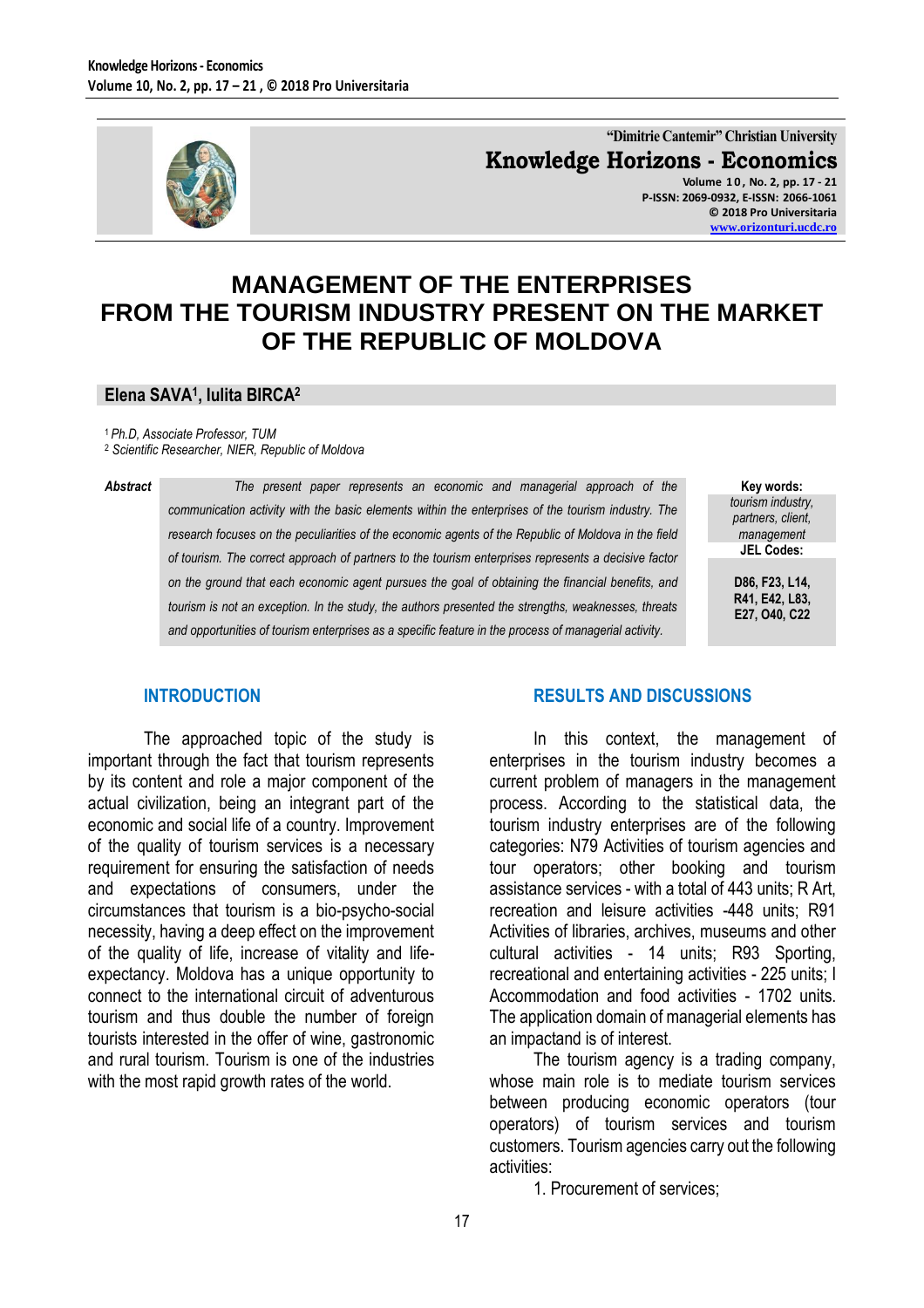"Dimitrie Cantemir" Christian University
**Knowledge Horizons - Economics**
Volume 10, No. 2, pp. 17 - 21
P-ISSN: 2069-0932, E-ISSN: 2066-1061
© 2018 Pro Universitaria
www.orizonturi.ucdc.ro

# MANAGEMENT OF THE ENTERPRISES FROM THE TOURISM INDUSTRY PRESENT ON THE MARKET OF THE REPUBLIC OF MOLDOVA

**Elena SAVA[1], Iulita BIRCA[2]**

[1] *Ph.D, Associate Professor, TUM*
[2] *Scientific Researcher, NIER, Republic of Moldova*

***Abstract*** *The present paper represents an economic and managerial approach of the communication activity with the basic elements within the enterprises of the tourism industry. The research focuses on the peculiarities of the economic agents of the Republic of Moldova in the field of tourism. The correct approach of partners to the tourism enterprises represents a decisive factor on the ground that each economic agent pursues the goal of obtaining the financial benefits, and tourism is not an exception. In the study, the authors presented the strengths, weaknesses, threats and opportunities of tourism enterprises as a specific feature in the process of managerial activity.*

**Key words:** *tourism industry, partners, client, management*

**JEL Codes:** D86, F23, L14, R41, E42, L83, E27, O40, C22

## INTRODUCTION

The approached topic of the study is important through the fact that tourism represents by its content and role a major component of the actual civilization, being an integrant part of the economic and social life of a country. Improvement of the quality of tourism services is a necessary requirement for ensuring the satisfaction of needs and expectations of consumers, under the circumstances that tourism is a bio-psycho-social necessity, having a deep effect on the improvement of the quality of life, increase of vitality and life-expectancy. Moldova has a unique opportunity to connect to the international circuit of adventurous tourism and thus double the number of foreign tourists interested in the offer of wine, gastronomic and rural tourism. Tourism is one of the industries with the most rapid growth rates of the world.

## RESULTS AND DISCUSSIONS

In this context, the management of enterprises in the tourism industry becomes a current problem of managers in the management process. According to the statistical data, the tourism industry enterprises are of the following categories: N79 Activities of tourism agencies and tour operators; other booking and tourism assistance services - with a total of 443 units; R Art, recreation and leisure activities -448 units; R91 Activities of libraries, archives, museums and other cultural activities - 14 units; R93 Sporting, recreational and entertaining activities - 225 units; I Accommodation and food activities - 1702 units. The application domain of managerial elements has an impactand is of interest.

The tourism agency is a trading company, whose main role is to mediate tourism services between producing economic operators (tour operators) of tourism services and tourism customers. Tourism agencies carry out the following activities:

1. Procurement of services;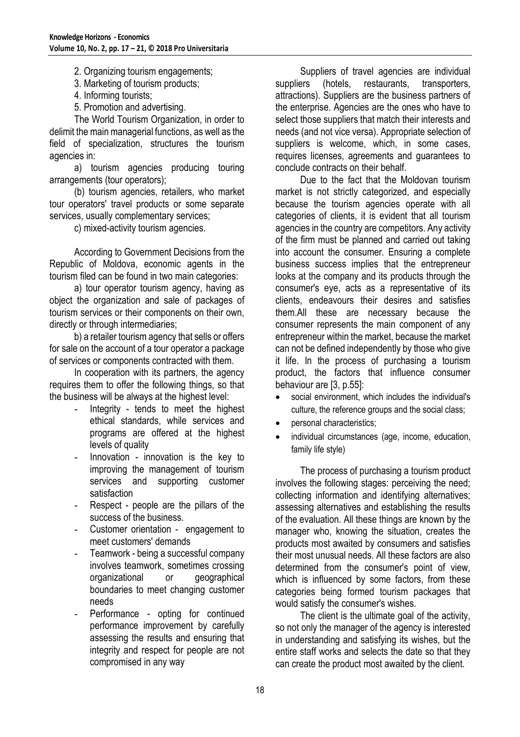2. Organizing tourism engagements;
3. Marketing of tourism products;
4. Informing tourists;
5. Promotion and advertising.

The World Tourism Organization, in order to delimit the main managerial functions, as well as the field of specialization, structures the tourism agencies in:

a) tourism agencies producing touring arrangements (tour operators);

(b) tourism agencies, retailers, who market tour operators' travel products or some separate services, usually complementary services;

c) mixed-activity tourism agencies.

According to Government Decisions from the Republic of Moldova, economic agents in the tourism filed can be found in two main categories:

a) tour operator tourism agency, having as object the organization and sale of packages of tourism services or their components on their own, directly or through intermediaries;

b) a retailer tourism agency that sells or offers for sale on the account of a tour operator a package of services or components contracted with them.

In cooperation with its partners, the agency requires them to offer the following things, so that the business will be always at the highest level:

- Integrity - tends to meet the highest ethical standards, while services and programs are offered at the highest levels of quality
- Innovation - innovation is the key to improving the management of tourism services and supporting customer satisfaction
- Respect - people are the pillars of the success of the business.
- Customer orientation - engagement to meet customers' demands
- Teamwork - being a successful company involves teamwork, sometimes crossing organizational or geographical boundaries to meet changing customer needs
- Performance - opting for continued performance improvement by carefully assessing the results and ensuring that integrity and respect for people are not compromised in any way

Suppliers of travel agencies are individual suppliers (hotels, restaurants, transporters, attractions). Suppliers are the business partners of the enterprise. Agencies are the ones who have to select those suppliers that match their interests and needs (and not vice versa). Appropriate selection of suppliers is welcome, which, in some cases, requires licenses, agreements and guarantees to conclude contracts on their behalf.

Due to the fact that the Moldovan tourism market is not strictly categorized, and especially because the tourism agencies operate with all categories of clients, it is evident that all tourism agencies in the country are competitors. Any activity of the firm must be planned and carried out taking into account the consumer. Ensuring a complete business success implies that the entrepreneur looks at the company and its products through the consumer's eye, acts as a representative of its clients, endeavours their desires and satisfies them.All these are necessary because the consumer represents the main component of any entrepreneur within the market, because the market can not be defined independently by those who give it life. In the process of purchasing a tourism product, the factors that influence consumer behaviour are [3, p.55]:

- social environment, which includes the individual's culture, the reference groups and the social class;
- personal characteristics;
- individual circumstances (age, income, education, family life style)

The process of purchasing a tourism product involves the following stages: perceiving the need; collecting information and identifying alternatives; assessing alternatives and establishing the results of the evaluation. All these things are known by the manager who, knowing the situation, creates the products most awaited by consumers and satisfies their most unusual needs. All these factors are also determined from the consumer's point of view, which is influenced by some factors, from these categories being formed tourism packages that would satisfy the consumer's wishes.

The client is the ultimate goal of the activity, so not only the manager of the agency is interested in understanding and satisfying its wishes, but the entire staff works and selects the date so that they can create the product most awaited by the client.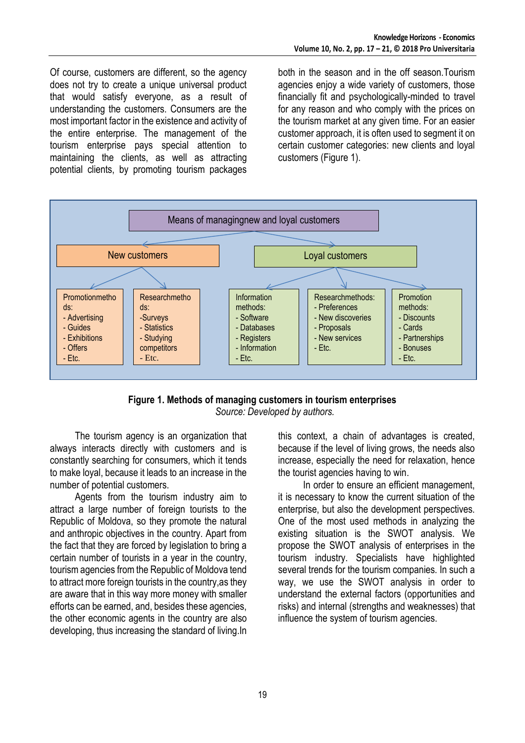Of course, customers are different, so the agency does not try to create a unique universal product that would satisfy everyone, as a result of understanding the customers. Consumers are the most important factor in the existence and activity of the entire enterprise. The management of the tourism enterprise pays special attention to maintaining the clients, as well as attracting potential clients, by promoting tourism packages both in the season and in the off season.Tourism agencies enjoy a wide variety of customers, those financially fit and psychologically-minded to travel for any reason and who comply with the prices on the tourism market at any given time. For an easier customer approach, it is often used to segment it on certain customer categories: new clients and loyal customers (Figure 1).

Means of managingnew and loyal customers

| New customers | | Loyal customers | | |
|---|---|---|---|---|
| Promotionmethods: - Advertising - Guides - Exhibitions - Offers - Etc. | Researchmethods: -Surveys - Statistics - Studying competitors - Etc. | Information methods: - Software - Databases - Registers - Information - Etc. | Researchmethods: - Preferences - New discoveries - Proposals - New services - Etc. | Promotion methods: - Discounts - Cards - Partnerships - Bonuses - Etc. |

**Figure 1. Methods of managing customers in tourism enterprises**

*Source: Developed by authors.*

The tourism agency is an organization that always interacts directly with customers and is constantly searching for consumers, which it tends to make loyal, because it leads to an increase in the number of potential customers.

Agents from the tourism industry aim to attract a large number of foreign tourists to the Republic of Moldova, so they promote the natural and anthropic objectives in the country. Apart from the fact that they are forced by legislation to bring a certain number of tourists in a year in the country, tourism agencies from the Republic of Moldova tend to attract more foreign tourists in the country,as they are aware that in this way more money with smaller efforts can be earned, and, besides these agencies, the other economic agents in the country are also developing, thus increasing the standard of living.In this context, a chain of advantages is created, because if the level of living grows, the needs also increase, especially the need for relaxation, hence the tourist agencies having to win.

In order to ensure an efficient management, it is necessary to know the current situation of the enterprise, but also the development perspectives. One of the most used methods in analyzing the existing situation is the SWOT analysis. We propose the SWOT analysis of enterprises in the tourism industry. Specialists have highlighted several trends for the tourism companies. In such a way, we use the SWOT analysis in order to understand the external factors (opportunities and risks) and internal (strengths and weaknesses) that influence the system of tourism agencies.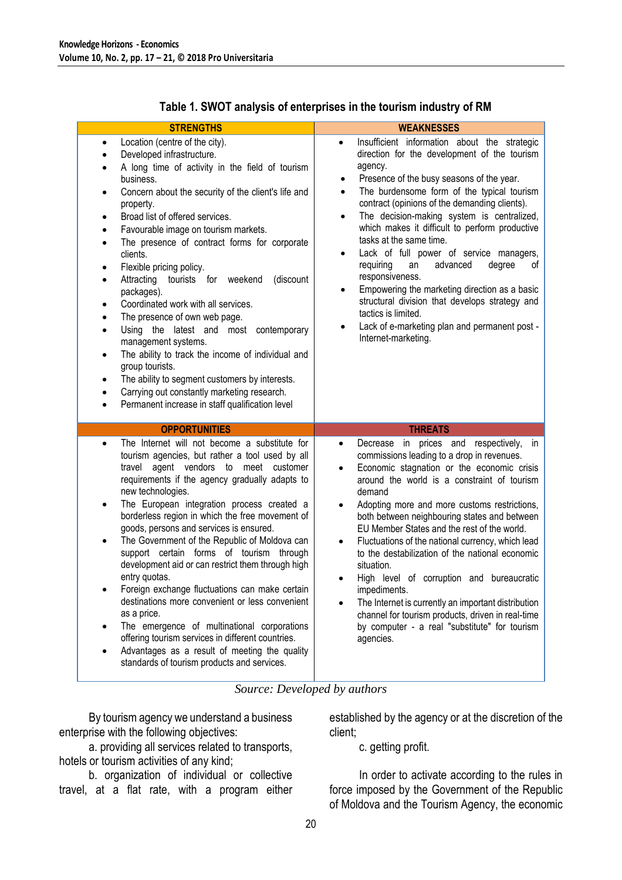**Table 1. SWOT analysis of enterprises in the tourism industry of RM**

| STRENGTHS | WEAKNESSES |
|---|---|
| • Location (centre of the city).<br>• Developed infrastructure.<br>• A long time of activity in the field of tourism business.<br>• Concern about the security of the client's life and property.<br>• Broad list of offered services.<br>• Favourable image on tourism markets.<br>• The presence of contract forms for corporate clients.<br>• Flexible pricing policy.<br>• Attracting tourists for weekend (discount packages).<br>• Coordinated work with all services.<br>• The presence of own web page.<br>• Using the latest and most contemporary management systems.<br>• The ability to track the income of individual and group tourists.<br>• The ability to segment customers by interests.<br>• Carrying out constantly marketing research.<br>• Permanent increase in staff qualification level | • Insufficient information about the strategic direction for the development of the tourism agency.<br>• Presence of the busy seasons of the year.<br>• The burdensome form of the typical tourism contract (opinions of the demanding clients).<br>• The decision-making system is centralized, which makes it difficult to perform productive tasks at the same time.<br>• Lack of full power of service managers, requiring an advanced degree of responsiveness.<br>• Empowering the marketing direction as a basic structural division that develops strategy and tactics is limited.<br>• Lack of e-marketing plan and permanent post - Internet-marketing. |
| **OPPORTUNITIES** | **THREATS** |
| • The Internet will not become a substitute for tourism agencies, but rather a tool used by all travel agent vendors to meet customer requirements if the agency gradually adapts to new technologies.<br>• The European integration process created a borderless region in which the free movement of goods, persons and services is ensured.<br>• The Government of the Republic of Moldova can support certain forms of tourism through development aid or can restrict them through high entry quotas.<br>• Foreign exchange fluctuations can make certain destinations more convenient or less convenient as a price.<br>• The emergence of multinational corporations offering tourism services in different countries.<br>• Advantages as a result of meeting the quality standards of tourism products and services. | • Decrease in prices and respectively, in commissions leading to a drop in revenues.<br>• Economic stagnation or the economic crisis around the world is a constraint of tourism demand<br>• Adopting more and more customs restrictions, both between neighbouring states and between EU Member States and the rest of the world.<br>• Fluctuations of the national currency, which lead to the destabilization of the national economic situation.<br>• High level of corruption and bureaucratic impediments.<br>• The Internet is currently an important distribution channel for tourism products, driven in real-time by computer - a real "substitute" for tourism agencies. |

*Source: Developed by authors*

By tourism agency we understand a business enterprise with the following objectives:

a. providing all services related to transports, hotels or tourism activities of any kind;

b. organization of individual or collective travel, at a flat rate, with a program either established by the agency or at the discretion of the client;

c. getting profit.

In order to activate according to the rules in force imposed by the Government of the Republic of Moldova and the Tourism Agency, the economic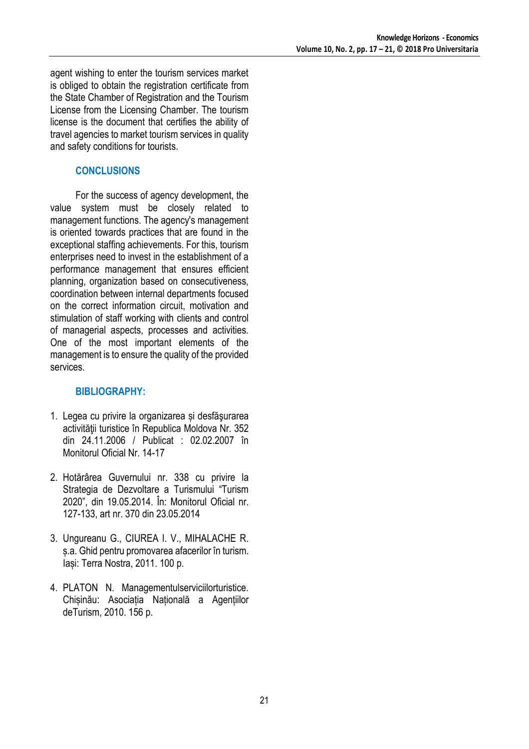agent wishing to enter the tourism services market is obliged to obtain the registration certificate from the State Chamber of Registration and the Tourism License from the Licensing Chamber. The tourism license is the document that certifies the ability of travel agencies to market tourism services in quality and safety conditions for tourists.

## CONCLUSIONS

For the success of agency development, the value system must be closely related to management functions. The agency's management is oriented towards practices that are found in the exceptional staffing achievements. For this, tourism enterprises need to invest in the establishment of a performance management that ensures efficient planning, organization based on consecutiveness, coordination between internal departments focused on the correct information circuit, motivation and stimulation of staff working with clients and control of managerial aspects, processes and activities. One of the most important elements of the management is to ensure the quality of the provided services.

## BIBLIOGRAPHY:

1. Legea cu privire la organizarea și desfăşurarea activităţii turistice în Republica Moldova Nr. 352 din 24.11.2006 / Publicat : 02.02.2007 în Monitorul Oficial Nr. 14-17

2. Hotărârea Guvernului nr. 338 cu privire la Strategia de Dezvoltare a Turismului "Turism 2020", din 19.05.2014. În: Monitorul Oficial nr. 127-133, art nr. 370 din 23.05.2014

3. Ungureanu G., CIUREA I. V., MIHALACHE R. ș.a. Ghid pentru promovarea afacerilor în turism. Iași: Terra Nostra, 2011. 100 p.

4. PLATON N. Managementulserviciilorturistice. Chișinău: Asociația Națională a Agențiilor deTurism, 2010. 156 p.